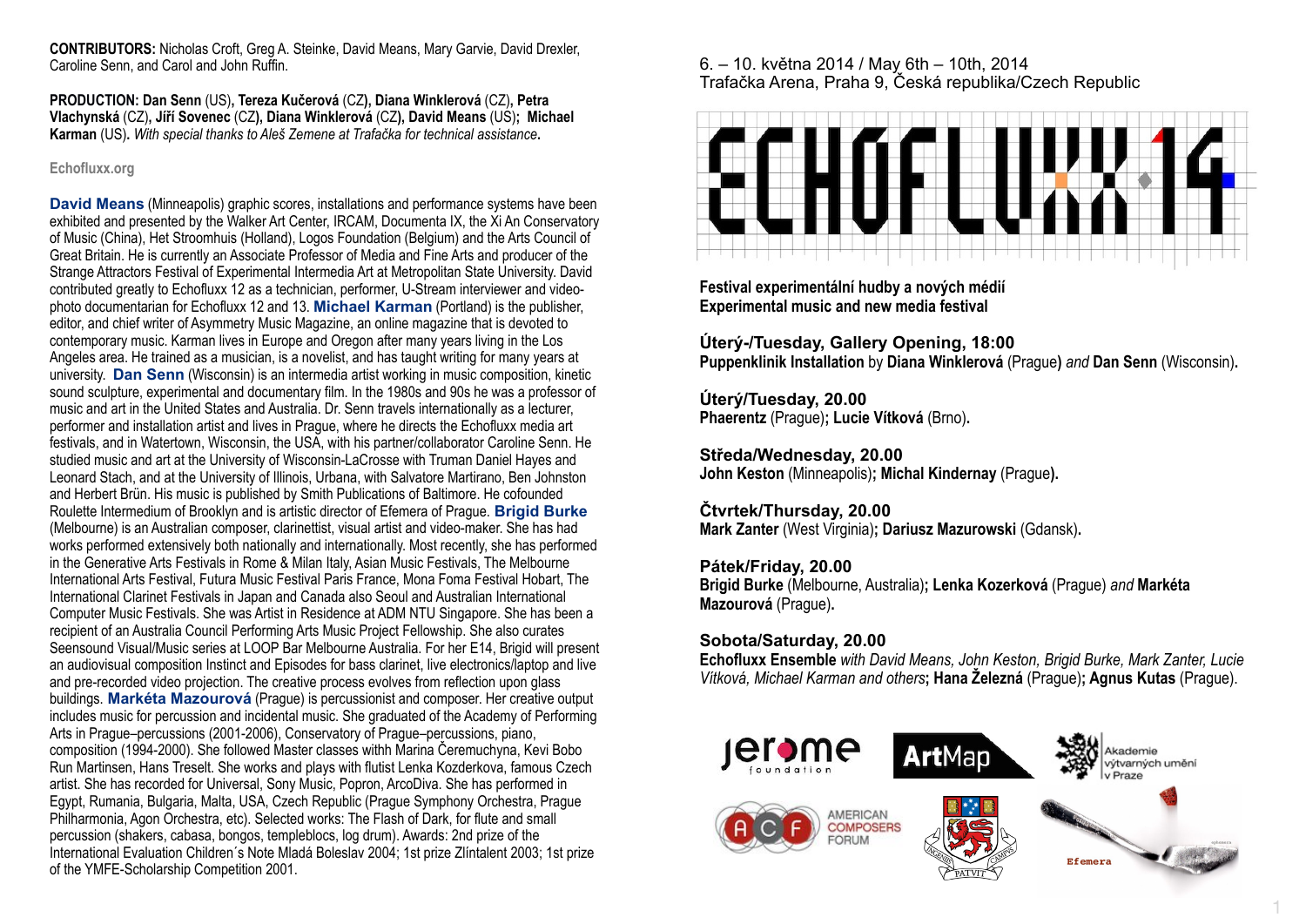**CONTRIBUTORS:** Nicholas Croft, Greg A. Steinke, David Means, Mary Garvie, David Drexler, Caroline Senn, and Carol and John Ruffin.

**PRODUCTION: Dan Senn** (US)**, Tereza Kučerová** (CZ)**, Diana Winklerová** (CZ)**, Petra Vlachynská** (CZ)**, Jiří Sovenec** (CZ)**, Diana Winklerová** (CZ)**, David Means** (US); **Michael Karman** (US). *With special thanks to Aleš Zemene at Trafačka for technical assistance*.

Echofluxx.org

**David Means** (Minneapolis) graphic scores, installations and performance systems have been exhibited and presented by the Walker Art Center, IRCAM, Documenta IX, the Xi An Conservatory of Music (China), Het Stroomhuis (Holland), Logos Foundation (Belgium) and the Arts Council of Great Britain. He is currently an Associate Professor of Media and Fine Arts and producer of the Strange Attractors Festival of Experimental Intermedia Art at Metropolitan State University. David contributed greatly to Echofluxx 12 as a technician, performer, U-Stream interviewer and video-photo documentarian for Echofluxx 12 and 13. **Michael Karman** (Portland) is the publisher, editor, and chief writer of Asymmetry Music Magazine, an online magazine that is devoted to contemporary music. Karman lives in Europe and Oregon after many years living in the Los Angeles area. He trained as a musician, is a novelist, and has taught writing for many years at university. **Dan Senn** (Wisconsin) is an intermedia artist working in music composition, kinetic sound sculpture, experimental and documentary film. In the 1980s and 90s he was a professor of music and art in the United States and Australia. Dr. Senn travels internationally as a lecturer, performer and installation artist and lives in Prague, where he directs the Echofluxx media art festivals, and in Watertown, Wisconsin, the USA, with his partner/collaborator Caroline Senn. He studied music and art at the University of Wisconsin-LaCrosse with Truman Daniel Hayes and Leonard Stach, and at the University of Illinois, Urbana, with Salvatore Martirano, Ben Johnston and Herbert Brün. His music is published by Smith Publications of Baltimore. He cofounded Roulette Intermedium of Brooklyn and is artistic director of Efemera of Prague. **Brigid Burke** (Melbourne) is an Australian composer, clarinettist, visual artist and video-maker. She has had works performed extensively both nationally and internationally. Most recently, she has performed in the Generative Arts Festivals in Rome & Milan Italy, Asian Music Festivals, The Melbourne International Arts Festival, Futura Music Festival Paris France, Mona Foma Festival Hobart, The International Clarinet Festivals in Japan and Canada also Seoul and Australian International Computer Music Festivals. She was Artist in Residence at ADM NTU Singapore. She has been a recipient of an Australia Council Performing Arts Music Project Fellowship. She also curates Seensound Visual/Music series at LOOP Bar Melbourne Australia. For her E14, Brigid will present an audiovisual composition Instinct and Episodes for bass clarinet, live electronics/laptop and live and pre-recorded video projection. The creative process evolves from reflection upon glass buildings. **Markéta Mazourová** (Prague) is percussionist and composer. Her creative output includes music for percussion and incidental music. She graduated of the Academy of Performing Arts in Prague–percussions (2001-2006), Conservatory of Prague–percussions, piano, composition (1994-2000). She followed Master classes withh Marina Čeremuchyna, Kevi Bobo Run Martinsen, Hans Treselt. She works and plays with flutist Lenka Kozderkova, famous Czech artist. She has recorded for Universal, Sony Music, Popron, ArcoDiva. She has performed in Egypt, Rumania, Bulgaria, Malta, USA, Czech Republic (Prague Symphony Orchestra, Prague Philharmonia, Agon Orchestra, etc). Selected works: The Flash of Dark, for flute and small percussion (shakers, cabasa, bongos, templeblocs, log drum). Awards: 2nd prize of the International Evaluation Children´s Note Mladá Boleslav 2004; 1st prize Zlíntalent 2003; 1st prize of the YMFE-Scholarship Competition 2001.

6. – 10. května 2014 / May 6th – 10th, 2014
Trafačka Arena, Praha 9, Česká republika/Czech Republic

# ECHOFLUXX 14

**Festival experimentální hudby a nových médií**
**Experimental music and new media festival**

### Úterý-/Tuesday, Gallery Opening, 18:00
**Puppenklinik Installation** by **Diana Winklerová** (Prague) *and* **Dan Senn** (Wisconsin).

### Úterý/Tuesday, 20.00
**Phaerentz** (Prague); **Lucie Vítková** (Brno).

### Středa/Wednesday, 20.00
**John Keston** (Minneapolis); **Michal Kindernay** (Prague).

### Čtvrtek/Thursday, 20.00
**Mark Zanter** (West Virginia); **Dariusz Mazurowski** (Gdansk).

### Pátek/Friday, 20.00
**Brigid Burke** (Melbourne, Australia); **Lenka Kozerková** (Prague) *and* **Markéta Mazourová** (Prague).

### Sobota/Saturday, 20.00
**Echofluxx Ensemble** *with David Means, John Keston, Brigid Burke, Mark Zanter, Lucie Vítková, Michael Karman and others*; **Hana Železná** (Prague); **Agnus Kutas** (Prague).

jerome foundation · ArtMap · Akademie výtvarných umění v Praze · ACF American Composers Forum · Efemera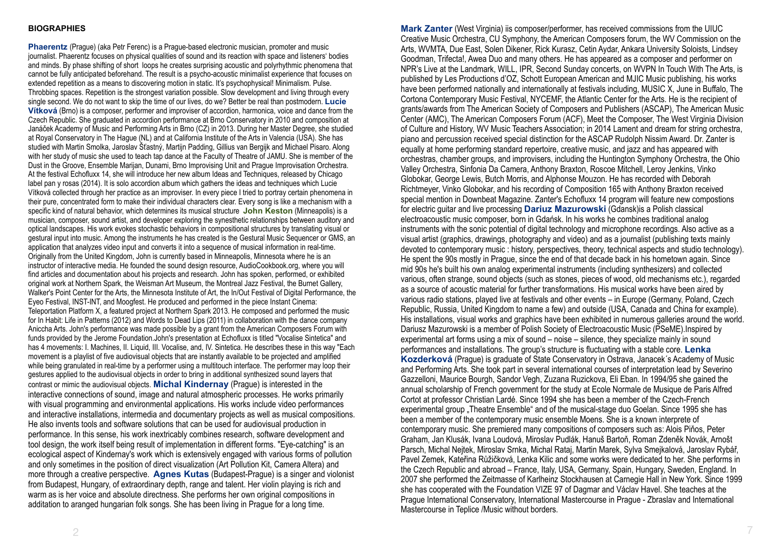## BIOGRAPHIES

**Phaerentz** (Prague) (aka Petr Ferenc) is a Prague-based electronic musician, promoter and music journalist. Phaerentz focuses on physical qualities of sound and its reaction with space and listeners' bodies and minds. By phase shifting of short loops he creates surprising acoustic and polyrhythmic phenomena that cannot be fully anticipated beforehand. The result is a psycho-acoustic minimalist experience that focuses on extended repetition as a means to discovering motion in static. It's psychophysical! Minimalism. Pulse. Throbbing spaces. Repetition is the strongest variation possible. Slow development and living through every single second. We do not want to skip the time of our lives, do we? Better be real than postmodern. **Lucie Vítková** (Brno) is a composer, performer and improviser of accordion, harmonica, voice and dance from the Czech Republic. She graduated in accordion performance at Brno Conservatory in 2010 and composition at Janáček Academy of Music and Performing Arts in Brno (CZ) in 2013. During her Master Degree, she studied at Royal Conservatory in The Hague (NL) and at California Institute of the Arts in Valencia (USA). She has studied with Martin Smolka, Jaroslav Šťastný, Martijn Padding, Gillius van Bergijk and Michael Pisaro. Along with her study of music she used to teach tap dance at the Faculty of Theatre of JAMU. She is member of the Dust in the Groove, Ensemble Marijan, Dunami, Brno Improvising Unit and Prague Improvisation Orchestra. At the festival Echofluxx 14, she will introduce her new album Ideas and Techniques, released by Chicago label pan y rosas (2014). It is solo accordion album which gathers the ideas and techniques which Lucie Vítková collected through her practice as an improviser. In every piece I tried to portray certain phenomena in their pure, concentrated form to make their individual characters clear. Every song is like a mechanism with a specific kind of natural behavior, which determines its musical structure **John Keston** (Minneapolis) is a musician, composer, sound artist, and developer exploring the synesthetic relationships between auditory and optical landscapes. His work evokes stochastic behaviors in compositional structures by translating visual or gestural input into music. Among the instruments he has created is the Gestural Music Sequencer or GMS, an application that analyzes video input and converts it into a sequence of musical information in real-time. Originally from the United Kingdom, John is currently based in Minneapolis, Minnesota where he is an instructor of interactive media. He founded the sound design resource, AudioCookbook.org, where you will find articles and documentation about his projects and research. John has spoken, performed, or exhibited original work at Northern Spark, the Weisman Art Museum, the Montreal Jazz Festival, the Burnet Gallery, Walker's Point Center for the Arts, the Minnesota Institute of Art, the In/Out Festival of Digital Performance, the Eyeo Festival, INST-INT, and Moogfest. He produced and performed in the piece Instant Cinema: Teleportation Platform X, a featured project at Northern Spark 2013. He composed and performed the music for In Habit: Life in Patterns (2012) and Words to Dead Lips (2011) in collaboration with the dance company Aniccha Arts. John's performance was made possible by a grant from the American Composers Forum with funds provided by the Jerome Foundation.John's presentation at Echofluxx is titled "Vocalise Sintetica" and has 4 movements: I. Machines, II. Liquid, III. Vocalise, and, IV. Sintetica. He describes these in this way "Each movement is a playlist of five audiovisual objects that are instantly available to be projected and amplified while being granulated in real-time by a performer using a multitouch interface. The performer may loop their gestures applied to the audiovisual objects in order to bring in additional synthesized sound layers that contrast or mimic the audiovisual objects. **Michal Kindernay** (Prague) is interested in the interactive connections of sound, image and natural atmospheric processes. He works primarily with visual programming and environmental applications. His works include video performances and interactive installations, intermedia and documentary projects as well as musical compositions. He also invents tools and software solutions that can be used for audiovisual production in performance. In this sense, his work inextricably combines research, software development and tool design, the work itself being result of implementation in different forms. "Eye-catching" is an ecological aspect of Kindernay's work which is extensively engaged with various forms of pollution and only sometimes in the position of direct visualization (Art Pollution Kit, Camera Altera) and more through a creative perspective. **Agnes Kutas** (Budapest-Prague) is a singer and violonist from Budapest, Hungary, of extraordinary depth, range and talent. Her violin playing is rich and warm as is her voice and absolute directness. She performs her own original compositions in additation to aranged hungarian folk songs. She has been living in Prague for a long time.

**Mark Zanter** (West Virginia) iis composer/performer, has received commissions from the UIUC Creative Music Orchestra, CU Symphony, the American Composers forum, the WV Commission on the Arts, WVMTA, Due East, Solen Dikener, Rick Kurasz, Cetin Aydar, Ankara University Soloists, Lindsey Goodman, Trifecta!, Awea Duo and many others. He has appeared as a composer and performer on NPR's Live at the Landmark, WILL, IPR, Second Sunday concerts, on WVPN In Touch With The Arts, is published by Les Productions d'OZ, Schott European American and MJIC Music publishing, his works have been performed nationally and internationally at festivals including, MUSIC X, June in Buffalo, The Cortona Contemporary Music Festival, NYCEMF, the Atlantic Center for the Arts. He is the recipient of grants/awards from The American Society of Composers and Publishers (ASCAP), The American Music Center (AMC), The American Composers Forum (ACF), Meet the Composer, The West Virginia Division of Culture and History, WV Music Teachers Association; in 2014 Lament and dream for string orchestra, piano and percussion received special distinction for the ASCAP Rudolph Nissim Award. Dr. Zanter is equally at home performing standard repertoire, creative music, and jazz and has appeared with orchestras, chamber groups, and improvisers, including the Huntington Symphony Orchestra, the Ohio Valley Orchestra, Sinfonia Da Camera, Anthony Braxton, Roscoe Mitchell, Leroy Jenkins, Vinko Globokar, George Lewis, Butch Morris, and Alphonse Mouzon. He has recorded with Deborah Richtmeyer, Vinko Globokar, and his recording of Composition 165 with Anthony Braxton received special mention in Downbeat Magazine. Zanter's Echofluxx 14 program will feature new compostions for electric guitar and live processing **Dariuz Mazurowski** (Gdansk)is a Polish classical electroacoustic music composer, born in Gdańsk. In his works he combines traditional analog instruments with the sonic potential of digital technology and microphone recordings. Also active as a visual artist (graphics, drawings, photography and video) and as a journalist (publishing texts mainly devoted to contemporary music : history, perspectives, theory, technical aspects and studio technology). He spent the 90s mostly in Prague, since the end of that decade back in his hometown again. Since mid 90s he's built his own analog experimental instruments (including synthesizers) and collected various, often strange, sound objects (such as stones, pieces of wood, old mechanisms etc.), regarded as a source of acoustic material for further transformations. His musical works have been aired by various radio stations, played live at festivals and other events – in Europe (Germany, Poland, Czech Republic, Russia, United Kingdom to name a few) and outside (USA, Canada and China for example). His installations, visual works and graphics have been exhibited in numerous galleries around the world. Dariusz Mazurowski is a member of Polish Society of Electroacoustic Music (PSeME).Inspired by experimental art forms using a mix of sound – noise – silence, they specialize mainly in sound performances and installations. The group's structure is fluctuating with a stable core. **Lenka Kozderková** (Prague) is graduate of State Conservatory in Ostrava, Janacek´s Academy of Music and Performing Arts. She took part in several international courses of interpretation lead by Severino Gazzelloni, Maurice Bourgh, Sandor Vegh, Zuzana Ruzickova, Eli Eban. In 1994/95 she gained the annual scholarship of French government for the study at Ecole Normale de Musique de Paris Alfred Cortot at professor Christian Lardé. Since 1994 she has been a member of the Czech-French experimental group „Theatre Ensemble" and of the musical-stage duo Goelan. Since 1995 she has been a member of the contemporary music ensemble Moens. She is a known interprete of contemporary music. She premiered many compositions of composers such as: Alois Piňos, Peter Graham, Jan Klusák, Ivana Loudová, Miroslav Pudlák, Hanuš Bartoň, Roman Zdeněk Novák, Arnošt Parsch, Michal Nejtek, Miroslav Srnka, Michal Rataj, Martin Marek, Sylva Smejkalová, Jaroslav Rybář, Pavel Zemek, Kateřina Růžičková, Lenka Kilic and some works were dedicated to her. She performs in the Czech Republic and abroad – France, Italy, USA, Germany, Spain, Hungary, Sweden, England. In 2007 she performed the Zeitmasse of Karlheinz Stockhausen at Carnegie Hall in New York. Since 1999 she has cooperated with the Foundation VIZE 97 of Dagmar and Václav Havel. She teaches at the Prague International Conservatory, International Mastercourse in Prague - Zbraslav and International Mastercourse in Teplice /Music without borders.